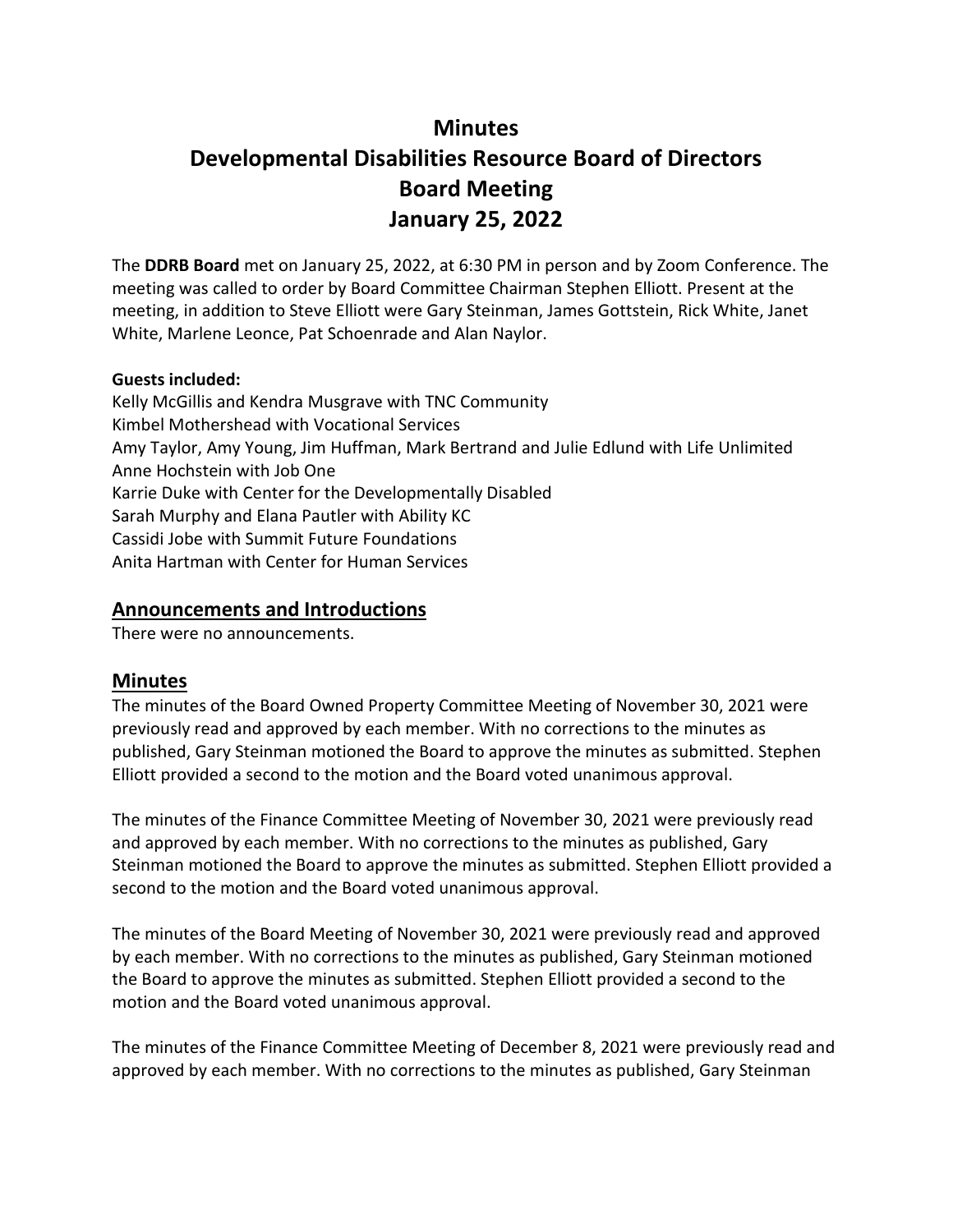# Minutes
# Developmental Disabilities Resource Board of Directors
# Board Meeting
# January 25, 2022

The **DDRB Board** met on January 25, 2022, at 6:30 PM in person and by Zoom Conference. The meeting was called to order by Board Committee Chairman Stephen Elliott. Present at the meeting, in addition to Steve Elliott were Gary Steinman, James Gottstein, Rick White, Janet White, Marlene Leonce, Pat Schoenrade and Alan Naylor.

**Guests included:**
Kelly McGillis and Kendra Musgrave with TNC Community
Kimbel Mothershead with Vocational Services
Amy Taylor, Amy Young, Jim Huffman, Mark Bertrand and Julie Edlund with Life Unlimited
Anne Hochstein with Job One
Karrie Duke with Center for the Developmentally Disabled
Sarah Murphy and Elana Pautler with Ability KC
Cassidi Jobe with Summit Future Foundations
Anita Hartman with Center for Human Services

## Announcements and Introductions

There were no announcements.

## Minutes

The minutes of the Board Owned Property Committee Meeting of November 30, 2021 were previously read and approved by each member. With no corrections to the minutes as published, Gary Steinman motioned the Board to approve the minutes as submitted. Stephen Elliott provided a second to the motion and the Board voted unanimous approval.

The minutes of the Finance Committee Meeting of November 30, 2021 were previously read and approved by each member. With no corrections to the minutes as published, Gary Steinman motioned the Board to approve the minutes as submitted. Stephen Elliott provided a second to the motion and the Board voted unanimous approval.

The minutes of the Board Meeting of November 30, 2021 were previously read and approved by each member. With no corrections to the minutes as published, Gary Steinman motioned the Board to approve the minutes as submitted. Stephen Elliott provided a second to the motion and the Board voted unanimous approval.

The minutes of the Finance Committee Meeting of December 8, 2021 were previously read and approved by each member. With no corrections to the minutes as published, Gary Steinman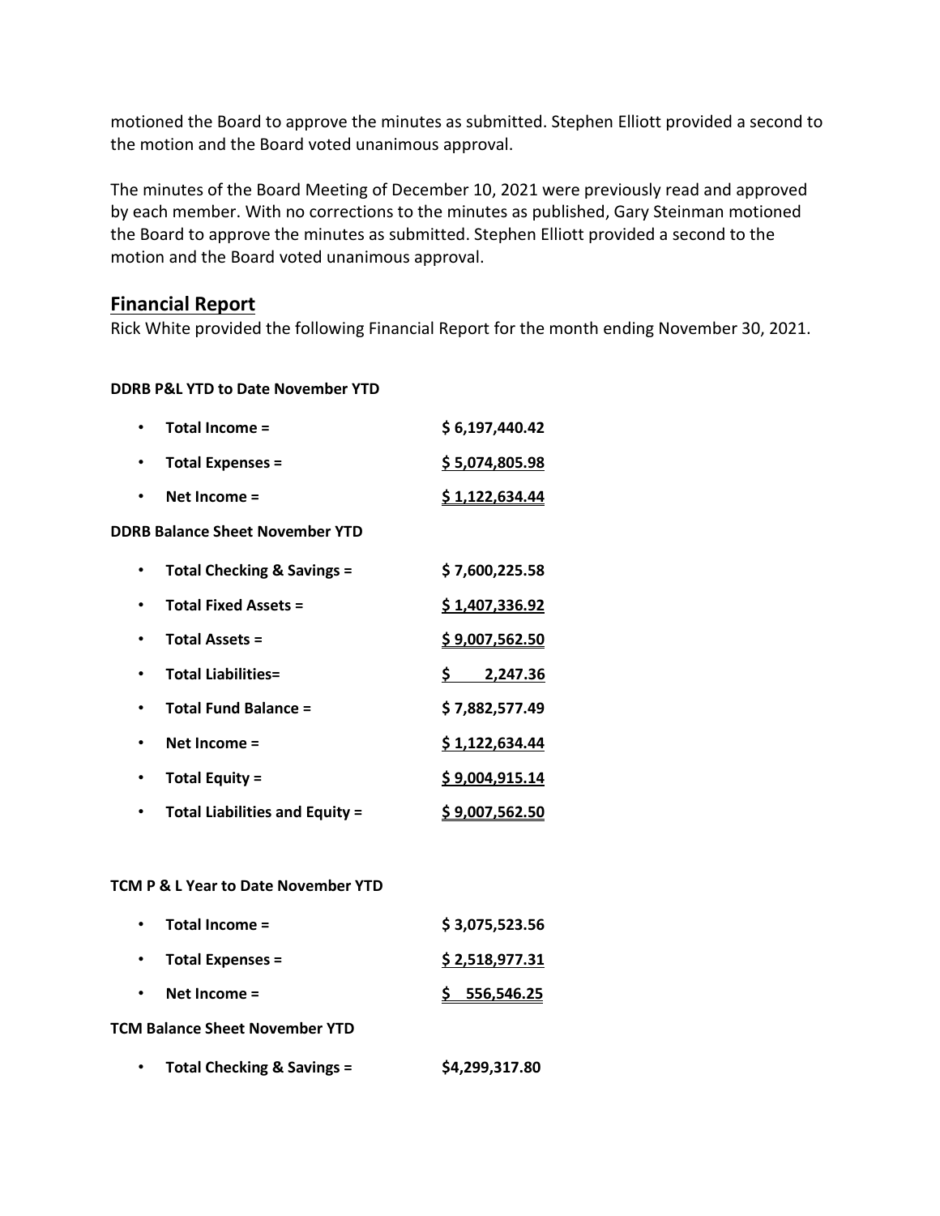motioned the Board to approve the minutes as submitted. Stephen Elliott provided a second to the motion and the Board voted unanimous approval.

The minutes of the Board Meeting of December 10, 2021 were previously read and approved by each member. With no corrections to the minutes as published, Gary Steinman motioned the Board to approve the minutes as submitted. Stephen Elliott provided a second to the motion and the Board voted unanimous approval.

## Financial Report

Rick White provided the following Financial Report for the month ending November 30, 2021.

**DDRB P&L YTD to Date November YTD**

- **Total Income =** **$ 6,197,440.42**
- **Total Expenses =** **$ 5,074,805.98**
- **Net Income =** **$ 1,122,634.44**

**DDRB Balance Sheet November YTD**

- **Total Checking & Savings =** **$ 7,600,225.58**
- **Total Fixed Assets =** **$ 1,407,336.92**
- **Total Assets =** **$ 9,007,562.50**
- **Total Liabilities=** **$ 2,247.36**
- **Total Fund Balance =** **$ 7,882,577.49**
- **Net Income =** **$ 1,122,634.44**
- **Total Equity =** **$ 9,004,915.14**
- **Total Liabilities and Equity =** **$ 9,007,562.50**

**TCM P & L Year to Date November YTD**

- **Total Income =** **$ 3,075,523.56**
- **Total Expenses =** **$ 2,518,977.31**
- **Net Income =** **$ 556,546.25**

**TCM Balance Sheet November YTD**

- **Total Checking & Savings =** **$4,299,317.80**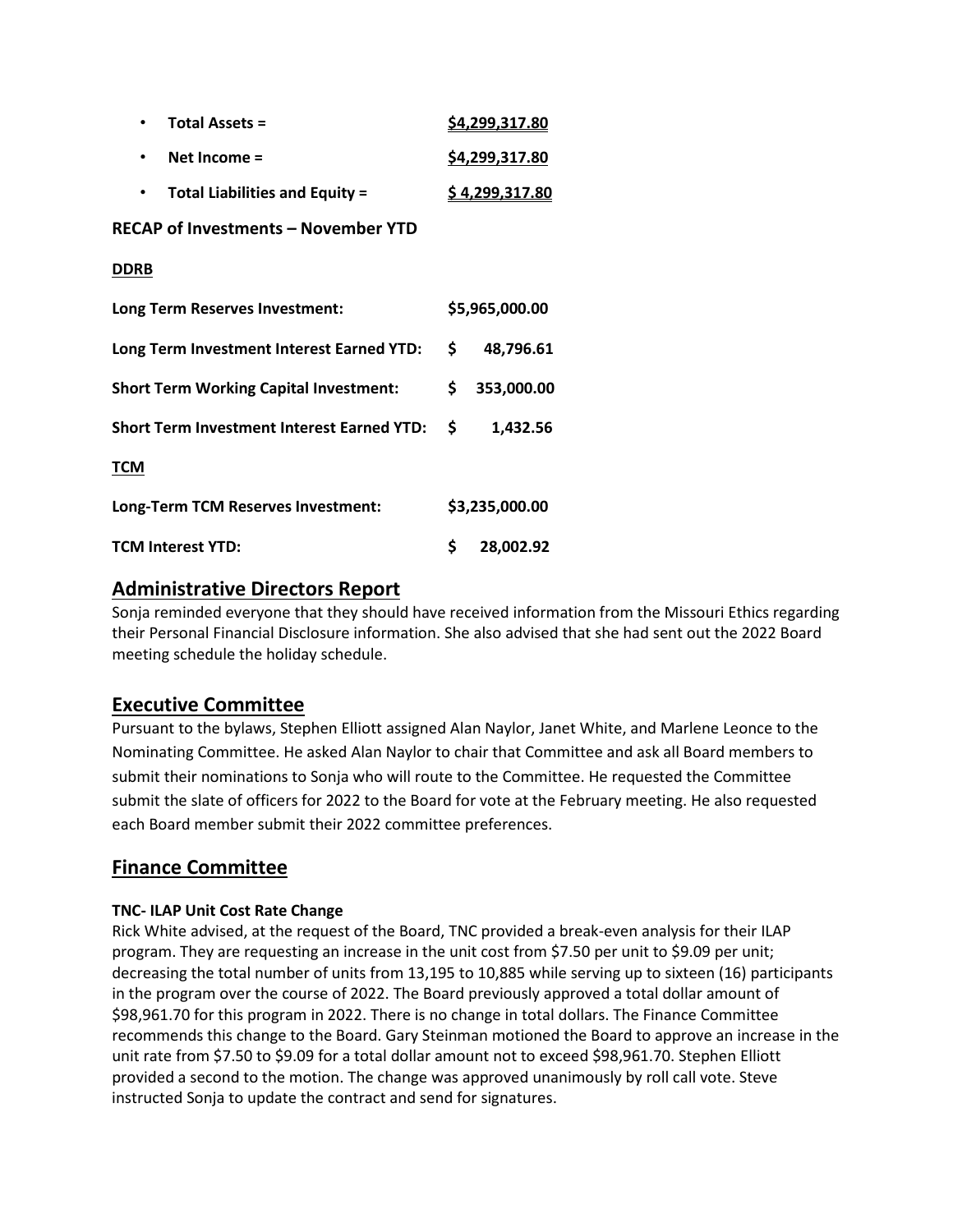- **Total Assets =** **$4,299,317.80**
- **Net Income =** **$4,299,317.80**
- **Total Liabilities and Equity =** **$ 4,299,317.80**

**RECAP of Investments – November YTD**

**DDRB**

| | |
|---|---|
| **Long Term Reserves Investment:** | **$5,965,000.00** |
| **Long Term Investment Interest Earned YTD:** | **$ 48,796.61** |
| **Short Term Working Capital Investment:** | **$ 353,000.00** |
| **Short Term Investment Interest Earned YTD:** | **$ 1,432.56** |

**TCM**

| | |
|---|---|
| **Long-Term TCM Reserves Investment:** | **$3,235,000.00** |
| **TCM Interest YTD:** | **$ 28,002.92** |

## Administrative Directors Report

Sonja reminded everyone that they should have received information from the Missouri Ethics regarding their Personal Financial Disclosure information. She also advised that she had sent out the 2022 Board meeting schedule the holiday schedule.

## Executive Committee

Pursuant to the bylaws, Stephen Elliott assigned Alan Naylor, Janet White, and Marlene Leonce to the Nominating Committee. He asked Alan Naylor to chair that Committee and ask all Board members to submit their nominations to Sonja who will route to the Committee. He requested the Committee submit the slate of officers for 2022 to the Board for vote at the February meeting. He also requested each Board member submit their 2022 committee preferences.

## Finance Committee

**TNC- ILAP Unit Cost Rate Change**

Rick White advised, at the request of the Board, TNC provided a break-even analysis for their ILAP program. They are requesting an increase in the unit cost from $7.50 per unit to $9.09 per unit; decreasing the total number of units from 13,195 to 10,885 while serving up to sixteen (16) participants in the program over the course of 2022. The Board previously approved a total dollar amount of $98,961.70 for this program in 2022. There is no change in total dollars. The Finance Committee recommends this change to the Board. Gary Steinman motioned the Board to approve an increase in the unit rate from $7.50 to $9.09 for a total dollar amount not to exceed $98,961.70. Stephen Elliott provided a second to the motion. The change was approved unanimously by roll call vote. Steve instructed Sonja to update the contract and send for signatures.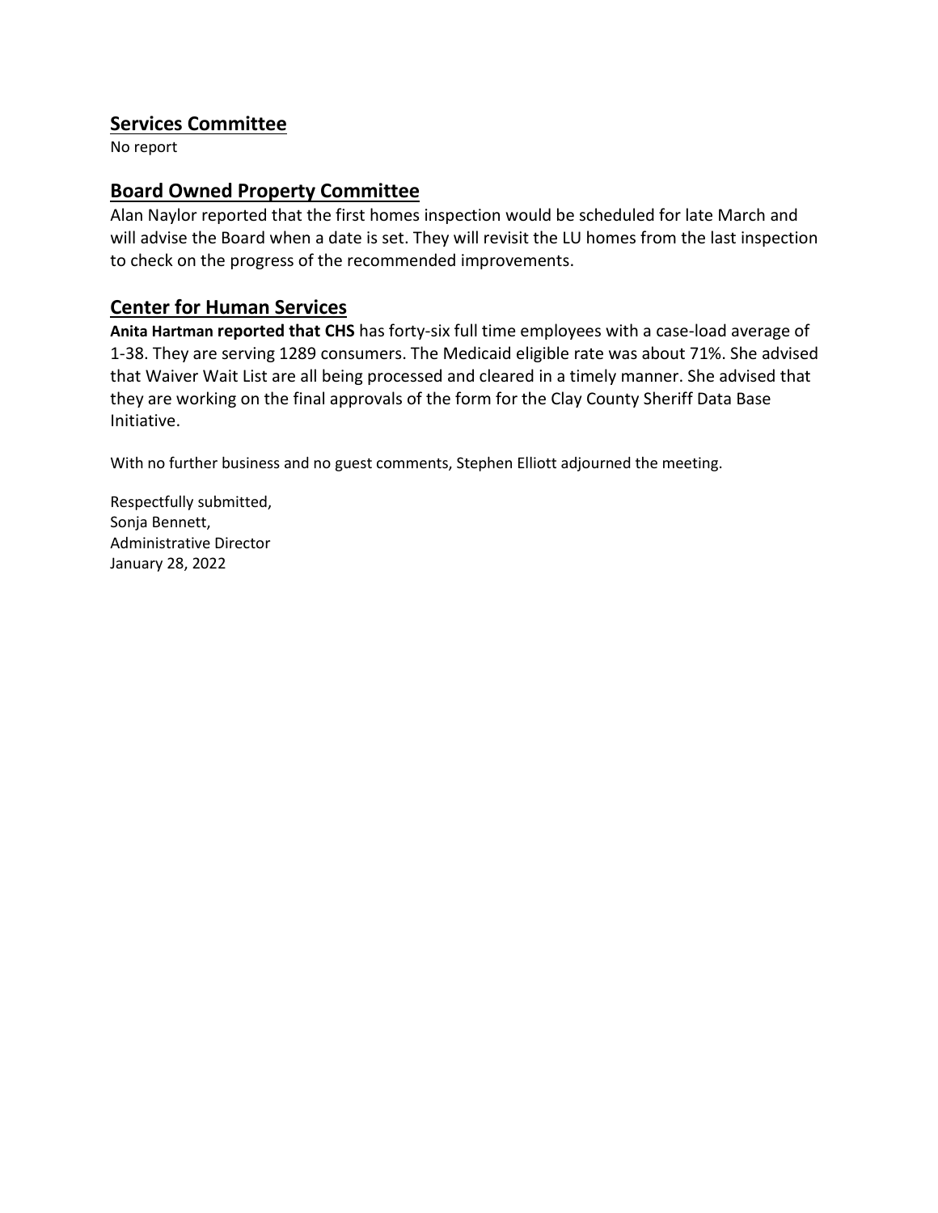## Services Committee

No report

## Board Owned Property Committee

Alan Naylor reported that the first homes inspection would be scheduled for late March and will advise the Board when a date is set. They will revisit the LU homes from the last inspection to check on the progress of the recommended improvements.

## Center for Human Services

**Anita Hartman reported that CHS** has forty-six full time employees with a case-load average of 1-38. They are serving 1289 consumers. The Medicaid eligible rate was about 71%. She advised that Waiver Wait List are all being processed and cleared in a timely manner. She advised that they are working on the final approvals of the form for the Clay County Sheriff Data Base Initiative.

With no further business and no guest comments, Stephen Elliott adjourned the meeting.

Respectfully submitted,
Sonja Bennett,
Administrative Director
January 28, 2022